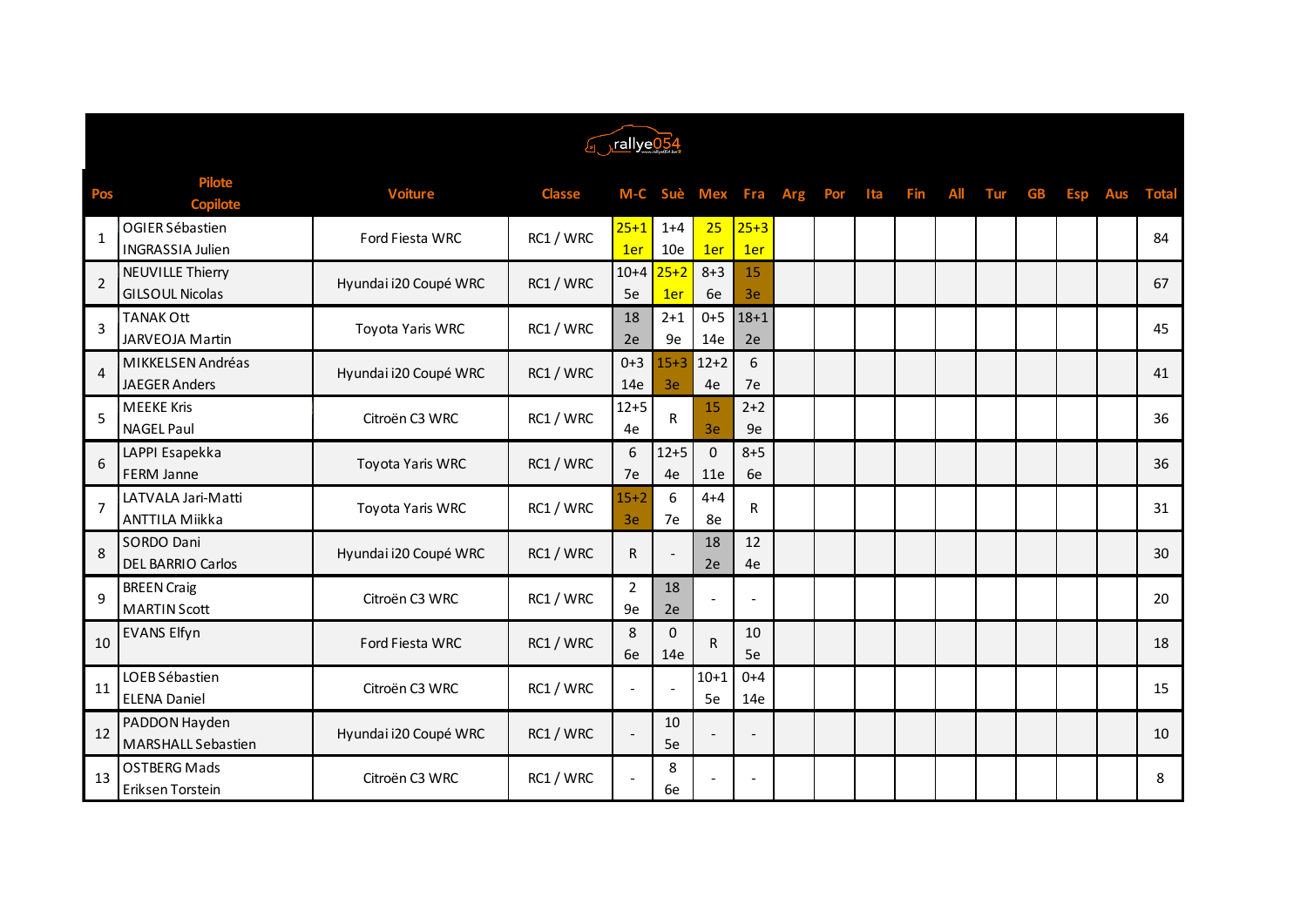rallye054

| Pos | Pilote<br>Copilote | Voiture | Classe | M-C | Suè | Mex | Fra | Arg | Por | Ita | Fin | All | Tur | GB | Esp | Aus | Total |
|---|---|---|---|---|---|---|---|---|---|---|---|---|---|---|---|---|---|
| 1 | OGIER Sébastien<br>INGRASSIA Julien | Ford Fiesta WRC | RC1 / WRC | 25+1<br>1er | 1+4<br>10e | 25<br>1er | 25+3<br>1er | | | | | | | | | | 84 |
| 2 | NEUVILLE Thierry<br>GILSOUL Nicolas | Hyundai i20 Coupé WRC | RC1 / WRC | 10+4<br>5e | 25+2<br>1er | 8+3<br>6e | 15<br>3e | | | | | | | | | | 67 |
| 3 | TANAK Ott<br>JARVEOJA Martin | Toyota Yaris WRC | RC1 / WRC | 18<br>2e | 2+1<br>9e | 0+5<br>14e | 18+1<br>2e | | | | | | | | | | 45 |
| 4 | MIKKELSEN Andréas<br>JAEGER Anders | Hyundai i20 Coupé WRC | RC1 / WRC | 0+3<br>14e | 15+3<br>3e | 12+2<br>4e | 6<br>7e | | | | | | | | | | 41 |
| 5 | MEEKE Kris<br>NAGEL Paul | Citroën C3 WRC | RC1 / WRC | 12+5<br>4e | R | 15<br>3e | 2+2<br>9e | | | | | | | | | | 36 |
| 6 | LAPPI Esapekka<br>FERM Janne | Toyota Yaris WRC | RC1 / WRC | 6<br>7e | 12+5<br>4e | 0<br>11e | 8+5<br>6e | | | | | | | | | | 36 |
| 7 | LATVALA Jari-Matti<br>ANTTILA Miikka | Toyota Yaris WRC | RC1 / WRC | 15+2<br>3e | 6<br>7e | 4+4<br>8e | R | | | | | | | | | | 31 |
| 8 | SORDO Dani<br>DEL BARRIO Carlos | Hyundai i20 Coupé WRC | RC1 / WRC | R | - | 18<br>2e | 12<br>4e | | | | | | | | | | 30 |
| 9 | BREEN Craig<br>MARTIN Scott | Citroën C3 WRC | RC1 / WRC | 2<br>9e | 18<br>2e | - | - | | | | | | | | | | 20 |
| 10 | EVANS Elfyn | Ford Fiesta WRC | RC1 / WRC | 8<br>6e | 0<br>14e | R | 10<br>5e | | | | | | | | | | 18 |
| 11 | LOEB Sébastien<br>ELENA Daniel | Citroën C3 WRC | RC1 / WRC | - | - | 10+1<br>5e | 0+4<br>14e | | | | | | | | | | 15 |
| 12 | PADDON Hayden<br>MARSHALL Sebastien | Hyundai i20 Coupé WRC | RC1 / WRC | - | 10<br>5e | - | - | | | | | | | | | | 10 |
| 13 | OSTBERG Mads<br>Eriksen Torstein | Citroën C3 WRC | RC1 / WRC | - | 8<br>6e | - | - | | | | | | | | | | 8 |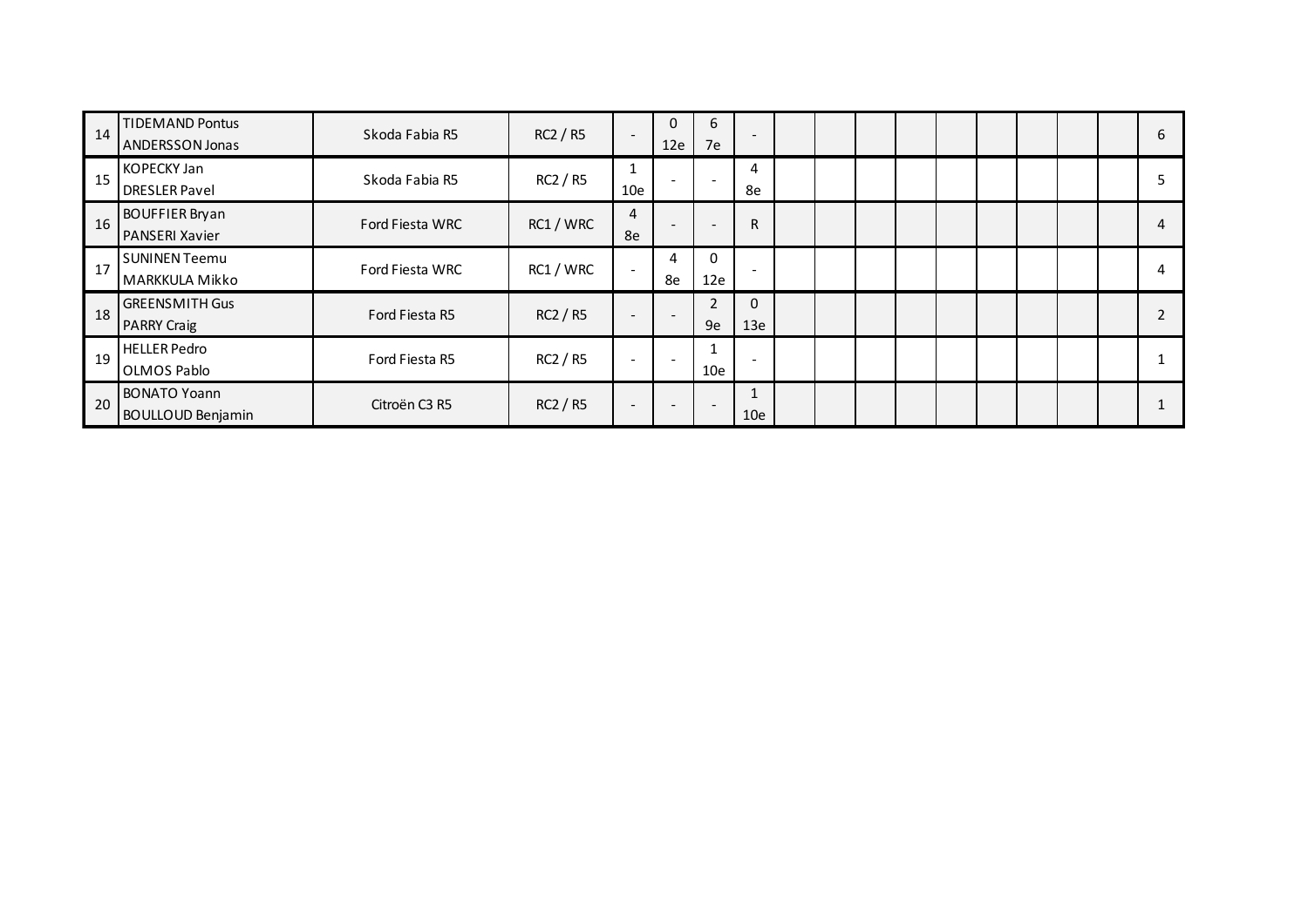| | | | | | | | | | | | | | | | | | |
|---|---|---|---|---|---|---|---|---|---|---|---|---|---|---|---|---|---|
| 14 | TIDEMAND Pontus<br>ANDERSSON Jonas | Skoda Fabia R5 | RC2 / R5 | - | 0<br>12e | 6<br>7e | - | | | | | | | | | | 6 |
| 15 | KOPECKY Jan<br>DRESLER Pavel | Skoda Fabia R5 | RC2 / R5 | 1<br>10e | - | - | 4<br>8e | | | | | | | | | | 5 |
| 16 | BOUFFIER Bryan<br>PANSERI Xavier | Ford Fiesta WRC | RC1 / WRC | 4<br>8e | - | - | R | | | | | | | | | | 4 |
| 17 | SUNINEN Teemu<br>MARKKULA Mikko | Ford Fiesta WRC | RC1 / WRC | - | 4<br>8e | 0<br>12e | - | | | | | | | | | | 4 |
| 18 | GREENSMITH Gus<br>PARRY Craig | Ford Fiesta R5 | RC2 / R5 | - | - | 2<br>9e | 0<br>13e | | | | | | | | | | 2 |
| 19 | HELLER Pedro<br>OLMOS Pablo | Ford Fiesta R5 | RC2 / R5 | - | - | 1<br>10e | - | | | | | | | | | | 1 |
| 20 | BONATO Yoann<br>BOULLOUD Benjamin | Citroën C3 R5 | RC2 / R5 | - | - | - | 1<br>10e | | | | | | | | | | 1 |